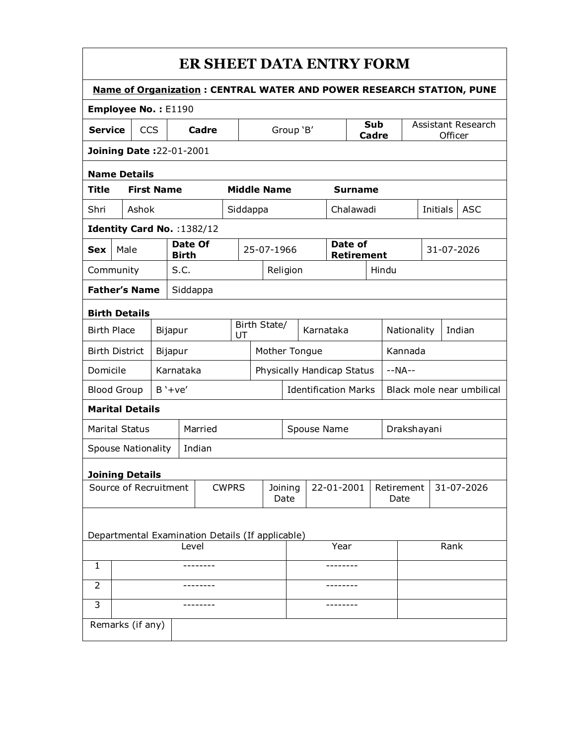# ER SHEET DATA ENTRY FORM

**Name of Organization : CENTRAL WATER AND POWER RESEARCH STATION, PUNE**

**Employee No. :** E1190

| **Service** | CCS | **Cadre** | Group 'B' | **Sub Cadre** | Assistant Research Officer |
|---|---|---|---|---|---|

**Joining Date :**22-01-2001

## Name Details

| **Title** | **First Name** | **Middle Name** | **Surname** | | |
|---|---|---|---|---|---|
| Shri | Ashok | Siddappa | Chalawadi | Initials | ASC |

**Identity Card No.** :1382/12

| **Sex** | Male | **Date Of Birth** | 25-07-1966 | **Date of Retirement** | 31-07-2026 |
|---|---|---|---|---|---|
| Community | S.C. | Religion | Hindu | | |

| **Father's Name** | Siddappa |
|---|---|

## Birth Details

| Birth Place | Bijapur | Birth State/ UT | Karnataka | Nationality | Indian |
|---|---|---|---|---|---|
| Birth District | Bijapur | Mother Tongue | Kannada | | |
| Domicile | Karnataka | Physically Handicap Status | --NA-- | | |
| Blood Group | B '+ve' | Identification Marks | Black mole near umbilical | | |

## Marital Details

| Marital Status | Married | Spouse Name | Drakshayani |
|---|---|---|---|
| Spouse Nationality | Indian | | |

## Joining Details

| Source of Recruitment | CWPRS | Joining Date | 22-01-2001 | Retirement Date | 31-07-2026 |
|---|---|---|---|---|---|

Departmental Examination Details (If applicable)

| | Level | Year | Rank |
|---|---|---|---|
| 1 | -------- | -------- | |
| 2 | -------- | -------- | |
| 3 | -------- | -------- | |

| Remarks (if any) | |
|---|---|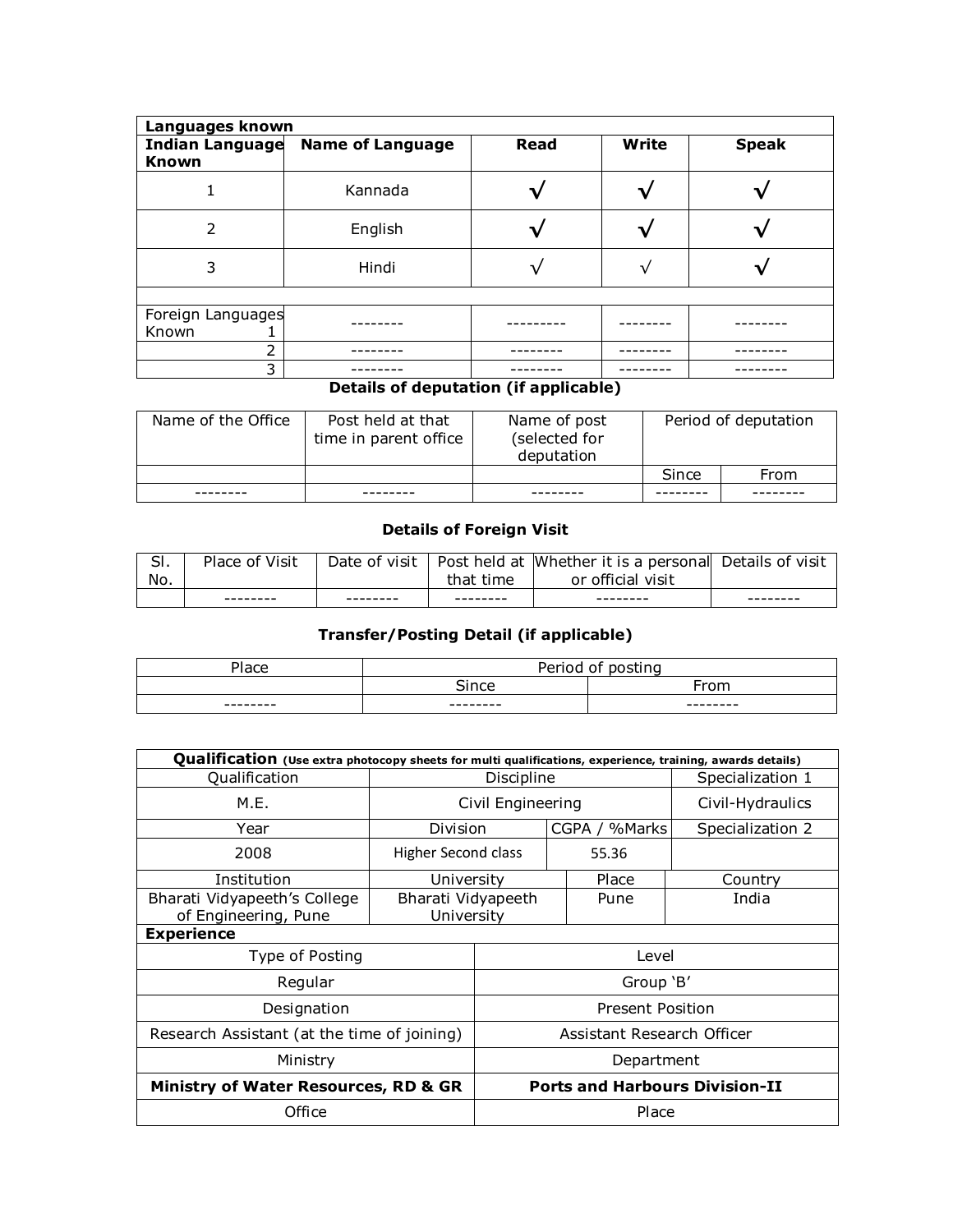| Languages known | | | | |
|---|---|---|---|---|
| **Indian Language Known** | **Name of Language** | **Read** | **Write** | **Speak** |
| 1 | Kannada | √ | √ | √ |
| 2 | English | √ | √ | √ |
| 3 | Hindi | √ | √ | √ |
| | | | | |
| Foreign Languages Known 1 | -------- | --------- | -------- | -------- |
| 2 | -------- | -------- | -------- | -------- |
| 3 | -------- | -------- | -------- | -------- |

### Details of deputation (if applicable)

| Name of the Office | Post held at that time in parent office | Name of post (selected for deputation | Period of deputation | |
|---|---|---|---|---|
| | | | Since | From |
| -------- | -------- | -------- | -------- | -------- |

### Details of Foreign Visit

| Sl. No. | Place of Visit | Date of visit | Post held at that time | Whether it is a personal or official visit | Details of visit |
|---|---|---|---|---|---|
| | -------- | -------- | -------- | -------- | -------- |

### Transfer/Posting Detail (if applicable)

| Place | Period of posting | |
|---|---|---|
| | Since | From |
| -------- | -------- | -------- |

| **Qualification** (Use extra photocopy sheets for multi qualifications, experience, training, awards details) | | | | |
|---|---|---|---|---|
| Qualification | Discipline | | | Specialization 1 |
| M.E. | Civil Engineering | | | Civil-Hydraulics |
| Year | Division | CGPA / %Marks | | Specialization 2 |
| 2008 | Higher Second class | 55.36 | | |
| Institution | University | | Place | Country |
| Bharati Vidyapeeth's College of Engineering, Pune | Bharati Vidyapeeth University | | Pune | India |

| **Experience** | |
|---|---|
| Type of Posting | Level |
| Regular | Group 'B' |
| Designation | Present Position |
| Research Assistant (at the time of joining) | Assistant Research Officer |
| Ministry | Department |
| **Ministry of Water Resources, RD & GR** | **Ports and Harbours Division-II** |
| Office | Place |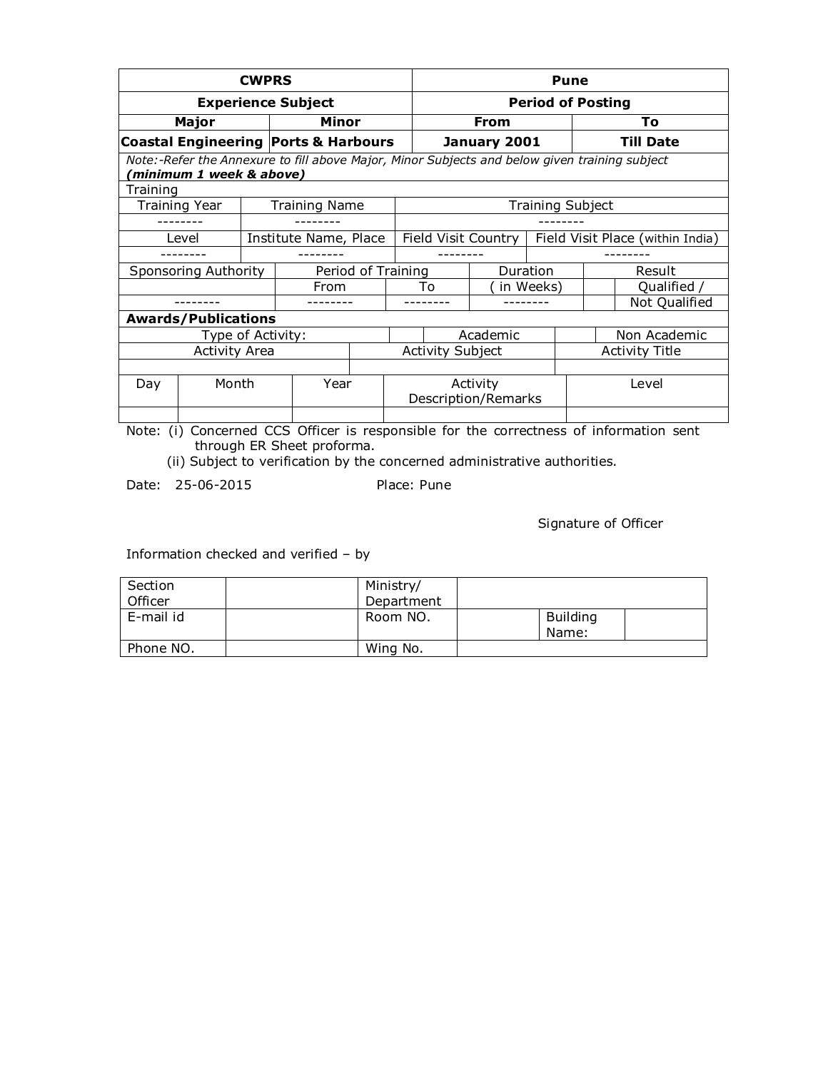| **CWPRS** | | **Pune** | |
|---|---|---|---|
| **Experience Subject** | | **Period of Posting** | |
| **Major** | **Minor** | **From** | **To** |
| **Coastal Engineering** | **Ports & Harbours** | **January 2001** | **Till Date** |

Note:-Refer the Annexure to fill above Major, Minor Subjects and below given training subject ***(minimum 1 week & above)***

Training

| Training Year | Training Name | Training Subject | |
|---|---|---|---|
| -------- | -------- | -------- | |
| Level | Institute Name, Place | Field Visit Country | Field Visit Place (within India) |
| -------- | -------- | -------- | -------- |

| Sponsoring Authority | Period of Training | | Duration | Result | |
|---|---|---|---|---|---|
| | From | To | ( in Weeks) | | Qualified / |
| -------- | -------- | -------- | -------- | | Not Qualified |

**Awards/Publications**

| Type of Activity: | | Academic | | Non Academic |
|---|---|---|---|---|

| Activity Area | Activity Subject | Activity Title |
|---|---|---|
| | | |

| Day | Month | Year | Activity Description/Remarks | Level |
|---|---|---|---|---|
| | | | | |

Note: (i) Concerned CCS Officer is responsible for the correctness of information sent through ER Sheet proforma.

(ii) Subject to verification by the concerned administrative authorities.

Date: 25-06-2015 Place: Pune

Signature of Officer

Information checked and verified – by

| Section Officer | | Ministry/ Department | | | |
|---|---|---|---|---|---|
| E-mail id | | Room NO. | | Building Name: | |
| Phone NO. | | Wing No. | | | |